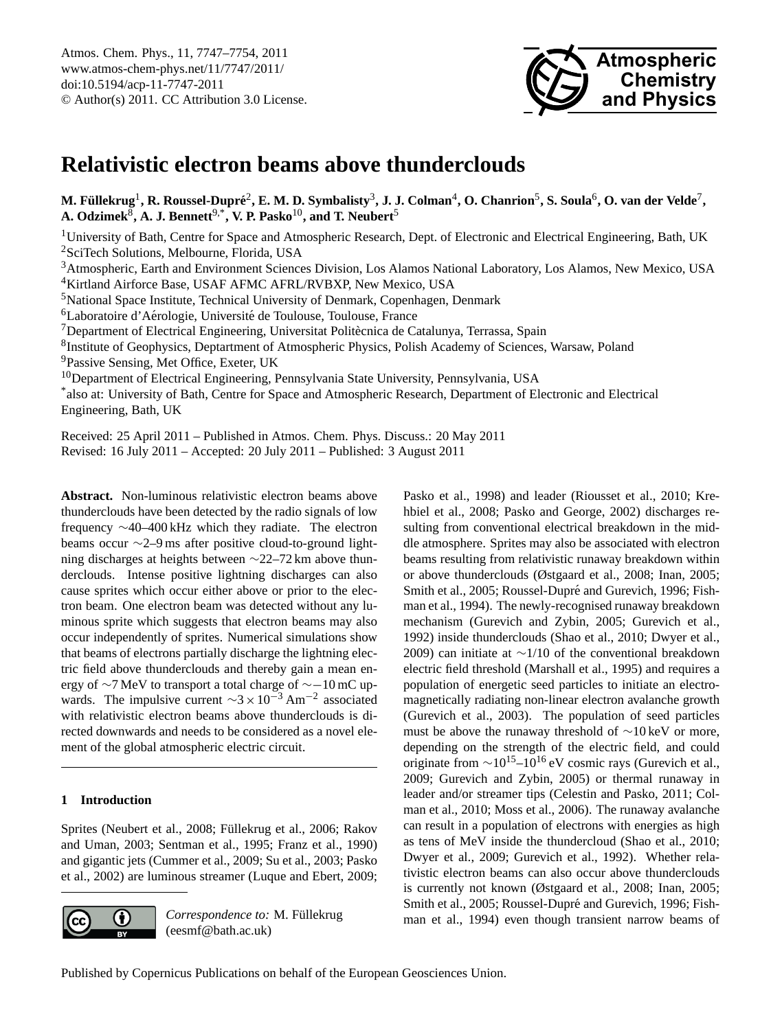# Relativistic electron beams above thunderclouds

**M. Füllekrug[1], R. Roussel-Dupré[2], E. M. D. Symbalisty[3], J. J. Colman[4], O. Chanrion[5], S. Soula[6], O. van der Velde[7], A. Odzimek[8], A. J. Bennett[9,*], V. P. Pasko[10], and T. Neubert[5]**

[1]University of Bath, Centre for Space and Atmospheric Research, Dept. of Electronic and Electrical Engineering, Bath, UK
[2]SciTech Solutions, Melbourne, Florida, USA
[3]Atmospheric, Earth and Environment Sciences Division, Los Alamos National Laboratory, Los Alamos, New Mexico, USA
[4]Kirtland Airforce Base, USAF AFMC AFRL/RVBXP, New Mexico, USA
[5]National Space Institute, Technical University of Denmark, Copenhagen, Denmark
[6]Laboratoire d'Aérologie, Université de Toulouse, Toulouse, France
[7]Department of Electrical Engineering, Universitat Politècnica de Catalunya, Terrassa, Spain
[8]Institute of Geophysics, Deptartment of Atmospheric Physics, Polish Academy of Sciences, Warsaw, Poland
[9]Passive Sensing, Met Office, Exeter, UK
[10]Department of Electrical Engineering, Pennsylvania State University, Pennsylvania, USA
[*]also at: University of Bath, Centre for Space and Atmospheric Research, Department of Electronic and Electrical Engineering, Bath, UK

Received: 25 April 2011 – Published in Atmos. Chem. Phys. Discuss.: 20 May 2011
Revised: 16 July 2011 – Accepted: 20 July 2011 – Published: 3 August 2011

**Abstract.** Non-luminous relativistic electron beams above thunderclouds have been detected by the radio signals of low frequency ∼40–400 kHz which they radiate. The electron beams occur ∼2–9 ms after positive cloud-to-ground lightning discharges at heights between ∼22–72 km above thunderclouds. Intense positive lightning discharges can also cause sprites which occur either above or prior to the electron beam. One electron beam was detected without any luminous sprite which suggests that electron beams may also occur independently of sprites. Numerical simulations show that beams of electrons partially discharge the lightning electric field above thunderclouds and thereby gain a mean energy of ∼7 MeV to transport a total charge of ∼−10 mC upwards. The impulsive current $\sim 3\times10^{-3}\,\mathrm{Am^{-2}}$ associated with relativistic electron beams above thunderclouds is directed downwards and needs to be considered as a novel element of the global atmospheric electric circuit.

## 1 Introduction

Sprites (Neubert et al., 2008; Füllekrug et al., 2006; Rakov and Uman, 2003; Sentman et al., 1995; Franz et al., 1990) and gigantic jets (Cummer et al., 2009; Su et al., 2003; Pasko et al., 2002) are luminous streamer (Luque and Ebert, 2009; Pasko et al., 1998) and leader (Riousset et al., 2010; Krehbiel et al., 2008; Pasko and George, 2002) discharges resulting from conventional electrical breakdown in the middle atmosphere. Sprites may also be associated with electron beams resulting from relativistic runaway breakdown within or above thunderclouds (Østgaard et al., 2008; Inan, 2005; Smith et al., 2005; Roussel-Dupré and Gurevich, 1996; Fishman et al., 1994). The newly-recognised runaway breakdown mechanism (Gurevich and Zybin, 2005; Gurevich et al., 1992) inside thunderclouds (Shao et al., 2010; Dwyer et al., 2009) can initiate at ∼1/10 of the conventional breakdown electric field threshold (Marshall et al., 1995) and requires a population of energetic seed particles to initiate an electromagnetically radiating non-linear electron avalanche growth (Gurevich et al., 2003). The population of seed particles must be above the runaway threshold of ∼10 keV or more, depending on the strength of the electric field, and could originate from $\sim 10^{15}$–$10^{16}$ eV cosmic rays (Gurevich et al., 2009; Gurevich and Zybin, 2005) or thermal runaway in leader and/or streamer tips (Celestin and Pasko, 2011; Colman et al., 2010; Moss et al., 2006). The runaway avalanche can result in a population of electrons with energies as high as tens of MeV inside the thundercloud (Shao et al., 2010; Dwyer et al., 2009; Gurevich et al., 1992). Whether relativistic electron beams can also occur above thunderclouds is currently not known (Østgaard et al., 2008; Inan, 2005; Smith et al., 2005; Roussel-Dupré and Gurevich, 1996; Fishman et al., 1994) even though transient narrow beams of

*Correspondence to:* M. Füllekrug (eesmf@bath.ac.uk)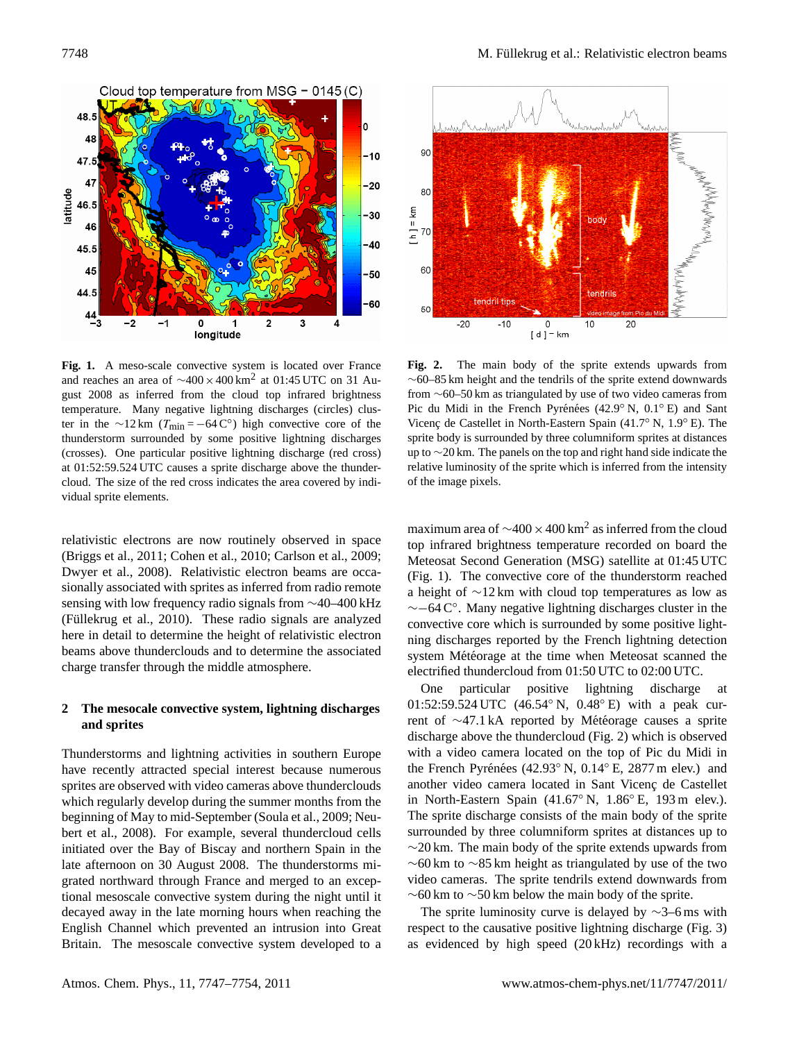**Fig. 1.** A meso-scale convective system is located over France and reaches an area of $\sim 400 \times 400\,\mathrm{km}^2$ at 01:45 UTC on 31 August 2008 as inferred from the cloud top infrared brightness temperature. Many negative lightning discharges (circles) cluster in the ~12 km ($T_{\mathrm{min}} = -64\,\mathrm{C}°$) high convective core of the thunderstorm surrounded by some positive lightning discharges (crosses). One particular positive lightning discharge (red cross) at 01:52:59.524 UTC causes a sprite discharge above the thundercloud. The size of the red cross indicates the area covered by individual sprite elements.

**Fig. 2.** The main body of the sprite extends upwards from ~60–85 km height and the tendrils of the sprite extend downwards from ~60–50 km as triangulated by use of two video cameras from Pic du Midi in the French Pyrénées (42.9° N, 0.1° E) and Sant Vicenç de Castellet in North-Eastern Spain (41.7° N, 1.9° E). The sprite body is surrounded by three columniform sprites at distances up to ~20 km. The panels on the top and right hand side indicate the relative luminosity of the sprite which is inferred from the intensity of the image pixels.

relativistic electrons are now routinely observed in space (Briggs et al., 2011; Cohen et al., 2010; Carlson et al., 2009; Dwyer et al., 2008). Relativistic electron beams are occasionally associated with sprites as inferred from radio remote sensing with low frequency radio signals from ~40–400 kHz (Füllekrug et al., 2010). These radio signals are analyzed here in detail to determine the height of relativistic electron beams above thunderclouds and to determine the associated charge transfer through the middle atmosphere.

## 2 The mesocale convective system, lightning discharges and sprites

Thunderstorms and lightning activities in southern Europe have recently attracted special interest because numerous sprites are observed with video cameras above thunderclouds which regularly develop during the summer months from the beginning of May to mid-September (Soula et al., 2009; Neubert et al., 2008). For example, several thundercloud cells initiated over the Bay of Biscay and northern Spain in the late afternoon on 30 August 2008. The thunderstorms migrated northward through France and merged to an exceptional mesoscale convective system during the night until it decayed away in the late morning hours when reaching the English Channel which prevented an intrusion into Great Britain. The mesoscale convective system developed to a maximum area of $\sim 400 \times 400\,\mathrm{km}^2$ as inferred from the cloud top infrared brightness temperature recorded on board the Meteosat Second Generation (MSG) satellite at 01:45 UTC (Fig. 1). The convective core of the thunderstorm reached a height of ~12 km with cloud top temperatures as low as ~−64 C°. Many negative lightning discharges cluster in the convective core which is surrounded by some positive lightning discharges reported by the French lightning detection system Météorage at the time when Meteosat scanned the electrified thundercloud from 01:50 UTC to 02:00 UTC.

One particular positive lightning discharge at 01:52:59.524 UTC (46.54° N, 0.48° E) with a peak current of ~47.1 kA reported by Météorage causes a sprite discharge above the thundercloud (Fig. 2) which is observed with a video camera located on the top of Pic du Midi in the French Pyrénées (42.93° N, 0.14° E, 2877 m elev.) and another video camera located in Sant Vicenç de Castellet in North-Eastern Spain (41.67° N, 1.86° E, 193 m elev.). The sprite discharge consists of the main body of the sprite surrounded by three columniform sprites at distances up to ~20 km. The main body of the sprite extends upwards from ~60 km to ~85 km height as triangulated by use of the two video cameras. The sprite tendrils extend downwards from ~60 km to ~50 km below the main body of the sprite.

The sprite luminosity curve is delayed by ~3–6 ms with respect to the causative positive lightning discharge (Fig. 3) as evidenced by high speed (20 kHz) recordings with a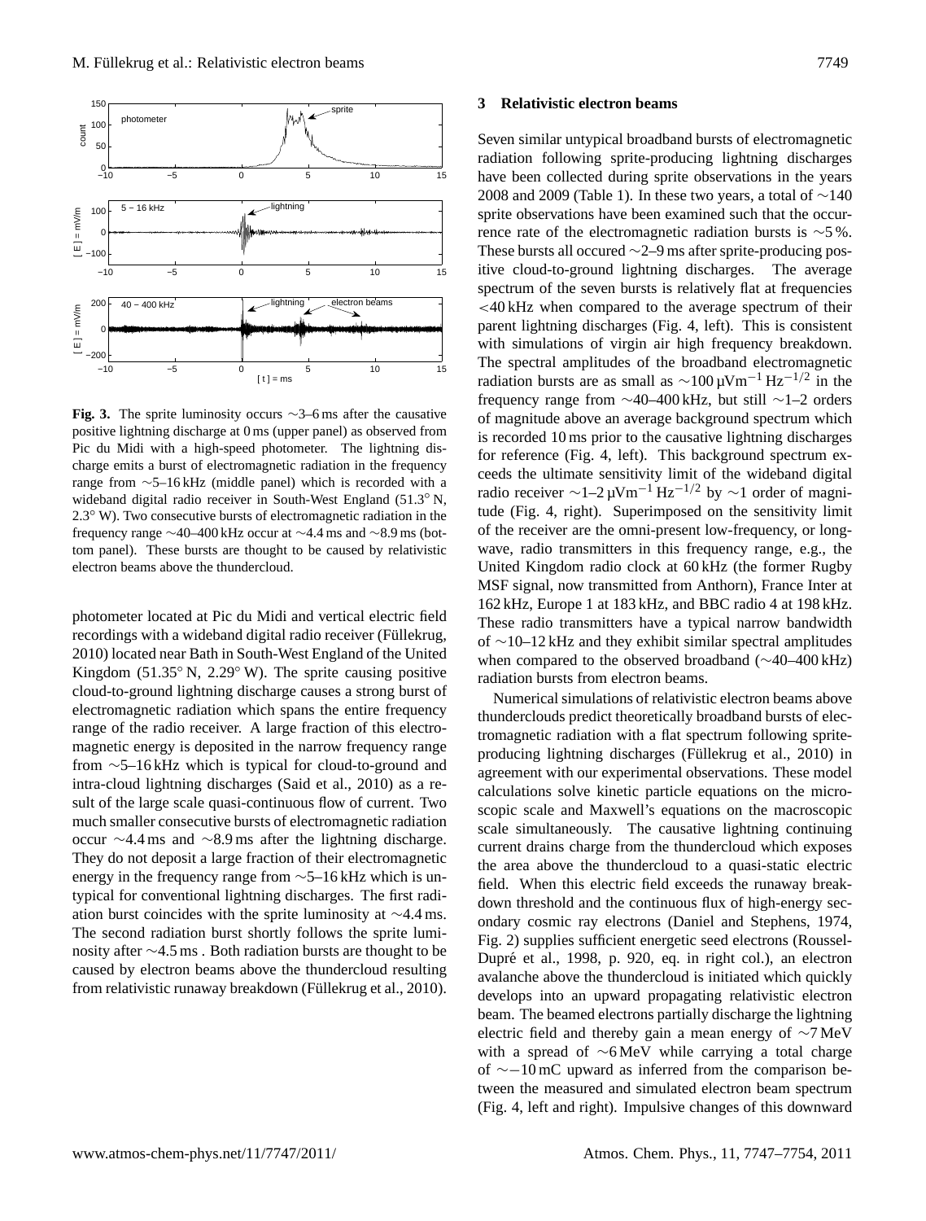**Fig. 3.** The sprite luminosity occurs ∼3–6 ms after the causative positive lightning discharge at 0 ms (upper panel) as observed from Pic du Midi with a high-speed photometer. The lightning discharge emits a burst of electromagnetic radiation in the frequency range from ∼5–16 kHz (middle panel) which is recorded with a wideband digital radio receiver in South-West England (51.3° N, 2.3° W). Two consecutive bursts of electromagnetic radiation in the frequency range ∼40–400 kHz occur at ∼4.4 ms and ∼8.9 ms (bottom panel). These bursts are thought to be caused by relativistic electron beams above the thundercloud.

photometer located at Pic du Midi and vertical electric field recordings with a wideband digital radio receiver (Füllekrug, 2010) located near Bath in South-West England of the United Kingdom (51.35° N, 2.29° W). The sprite causing positive cloud-to-ground lightning discharge causes a strong burst of electromagnetic radiation which spans the entire frequency range of the radio receiver. A large fraction of this electromagnetic energy is deposited in the narrow frequency range from ∼5–16 kHz which is typical for cloud-to-ground and intra-cloud lightning discharges (Said et al., 2010) as a result of the large scale quasi-continuous flow of current. Two much smaller consecutive bursts of electromagnetic radiation occur ∼4.4 ms and ∼8.9 ms after the lightning discharge. They do not deposit a large fraction of their electromagnetic energy in the frequency range from ∼5–16 kHz which is untypical for conventional lightning discharges. The first radiation burst coincides with the sprite luminosity at ∼4.4 ms. The second radiation burst shortly follows the sprite luminosity after ∼4.5 ms . Both radiation bursts are thought to be caused by electron beams above the thundercloud resulting from relativistic runaway breakdown (Füllekrug et al., 2010).

## 3 Relativistic electron beams

Seven similar untypical broadband bursts of electromagnetic radiation following sprite-producing lightning discharges have been collected during sprite observations in the years 2008 and 2009 (Table 1). In these two years, a total of ∼140 sprite observations have been examined such that the occurrence rate of the electromagnetic radiation bursts is ∼5 %. These bursts all occured ∼2–9 ms after sprite-producing positive cloud-to-ground lightning discharges. The average spectrum of the seven bursts is relatively flat at frequencies <40 kHz when compared to the average spectrum of their parent lightning discharges (Fig. 4, left). This is consistent with simulations of virgin air high frequency breakdown. The spectral amplitudes of the broadband electromagnetic radiation bursts are as small as ∼100 $\mu$V$m^{-1}$ $Hz^{-1/2}$ in the frequency range from ∼40–400 kHz, but still ∼1–2 orders of magnitude above an average background spectrum which is recorded 10 ms prior to the causative lightning discharges for reference (Fig. 4, left). This background spectrum exceeds the ultimate sensitivity limit of the wideband digital radio receiver ∼1–2 $\mu$V$m^{-1}$ $Hz^{-1/2}$ by ∼1 order of magnitude (Fig. 4, right). Superimposed on the sensitivity limit of the receiver are the omni-present low-frequency, or longwave, radio transmitters in this frequency range, e.g., the United Kingdom radio clock at 60 kHz (the former Rugby MSF signal, now transmitted from Anthorn), France Inter at 162 kHz, Europe 1 at 183 kHz, and BBC radio 4 at 198 kHz. These radio transmitters have a typical narrow bandwidth of ∼10–12 kHz and they exhibit similar spectral amplitudes when compared to the observed broadband (∼40–400 kHz) radiation bursts from electron beams.

Numerical simulations of relativistic electron beams above thunderclouds predict theoretically broadband bursts of electromagnetic radiation with a flat spectrum following sprite-producing lightning discharges (Füllekrug et al., 2010) in agreement with our experimental observations. These model calculations solve kinetic particle equations on the microscopic scale and Maxwell's equations on the macroscopic scale simultaneously. The causative lightning continuing current drains charge from the thundercloud which exposes the area above the thundercloud to a quasi-static electric field. When this electric field exceeds the runaway breakdown threshold and the continuous flux of high-energy secondary cosmic ray electrons (Daniel and Stephens, 1974, Fig. 2) supplies sufficient energetic seed electrons (Roussel-Dupré et al., 1998, p. 920, eq. in right col.), an electron avalanche above the thundercloud is initiated which quickly develops into an upward propagating relativistic electron beam. The beamed electrons partially discharge the lightning electric field and thereby gain a mean energy of ∼7 MeV with a spread of ∼6 MeV while carrying a total charge of ∼−10 mC upward as inferred from the comparison between the measured and simulated electron beam spectrum (Fig. 4, left and right). Impulsive changes of this downward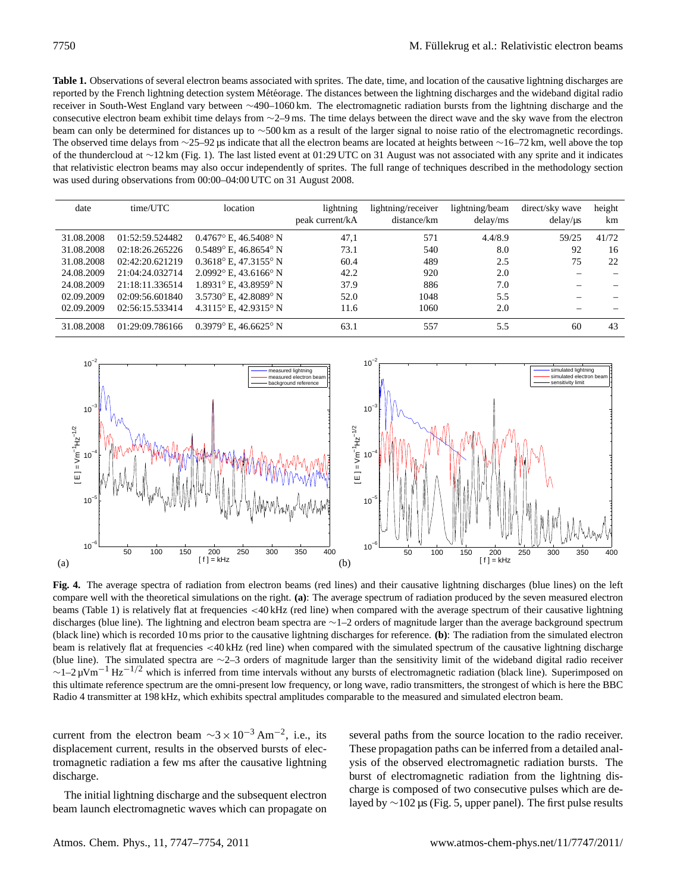**Table 1.** Observations of several electron beams associated with sprites. The date, time, and location of the causative lightning discharges are reported by the French lightning detection system Météorage. The distances between the lightning discharges and the wideband digital radio receiver in South-West England vary between ∼490–1060 km. The electromagnetic radiation bursts from the lightning discharge and the consecutive electron beam exhibit time delays from ∼2–9 ms. The time delays between the direct wave and the sky wave from the electron beam can only be determined for distances up to ∼500 km as a result of the larger signal to noise ratio of the electromagnetic recordings. The observed time delays from ∼25–92 µs indicate that all the electron beams are located at heights between ∼16–72 km, well above the top of the thundercloud at ∼12 km (Fig. 1). The last listed event at 01:29 UTC on 31 August was not associated with any sprite and it indicates that relativistic electron beams may also occur independently of sprites. The full range of techniques described in the methodology section was used during observations from 00:00–04:00 UTC on 31 August 2008.

| date | time/UTC | location | lightning peak current/kA | lightning/receiver distance/km | lightning/beam delay/ms | direct/sky wave delay/µs | height km |
|---|---|---|---|---|---|---|---|
| 31.08.2008 | 01:52:59.524482 | 0.4767° E, 46.5408° N | 47,1 | 571 | 4.4/8.9 | 59/25 | 41/72 |
| 31.08.2008 | 02:18:26.265226 | 0.5489° E, 46.8654° N | 73.1 | 540 | 8.0 | 92 | 16 |
| 31.08.2008 | 02:42:20.621219 | 0.3618° E, 47.3155° N | 60.4 | 489 | 2.5 | 75 | 22 |
| 24.08.2009 | 21:04:24.032714 | 2.0992° E, 43.6166° N | 42.2 | 920 | 2.0 | – | – |
| 24.08.2009 | 21:18:11.336514 | 1.8931° E, 43.8959° N | 37.9 | 886 | 7.0 | – | – |
| 02.09.2009 | 02:09:56.601840 | 3.5730° E, 42.8089° N | 52.0 | 1048 | 5.5 | – | – |
| 02.09.2009 | 02:56:15.533414 | 4.3115° E, 42.9315° N | 11.6 | 1060 | 2.0 | – | – |
| 31.08.2008 | 01:29:09.786166 | 0.3979° E, 46.6625° N | 63.1 | 557 | 5.5 | 60 | 43 |

**Fig. 4.** The average spectra of radiation from electron beams (red lines) and their causative lightning discharges (blue lines) on the left compare well with the theoretical simulations on the right. **(a)**: The average spectrum of radiation produced by the seven measured electron beams (Table 1) is relatively flat at frequencies <40 kHz (red line) when compared with the average spectrum of their causative lightning discharges (blue line). The lightning and electron beam spectra are ∼1–2 orders of magnitude larger than the average background spectrum (black line) which is recorded 10 ms prior to the causative lightning discharges for reference. **(b)**: The radiation from the simulated electron beam is relatively flat at frequencies <40 kHz (red line) when compared with the simulated spectrum of the causative lightning discharge (blue line). The simulated spectra are ∼2–3 orders of magnitude larger than the sensitivity limit of the wideband digital radio receiver ∼1–2 $\mu$V$m^{-1}$ $Hz^{-1/2}$ which is inferred from time intervals without any bursts of electromagnetic radiation (black line). Superimposed on this ultimate reference spectrum are the omni-present low frequency, or long wave, radio transmitters, the strongest of which is here the BBC Radio 4 transmitter at 198 kHz, which exhibits spectral amplitudes comparable to the measured and simulated electron beam.

current from the electron beam $\sim 3 \times 10^{-3}$ A$m^{-2}$, i.e., its displacement current, results in the observed bursts of electromagnetic radiation a few ms after the causative lightning discharge.

The initial lightning discharge and the subsequent electron beam launch electromagnetic waves which can propagate on several paths from the source location to the radio receiver. These propagation paths can be inferred from a detailed analysis of the observed electromagnetic radiation bursts. The burst of electromagnetic radiation from the lightning discharge is composed of two consecutive pulses which are delayed by ∼102 µs (Fig. 5, upper panel). The first pulse results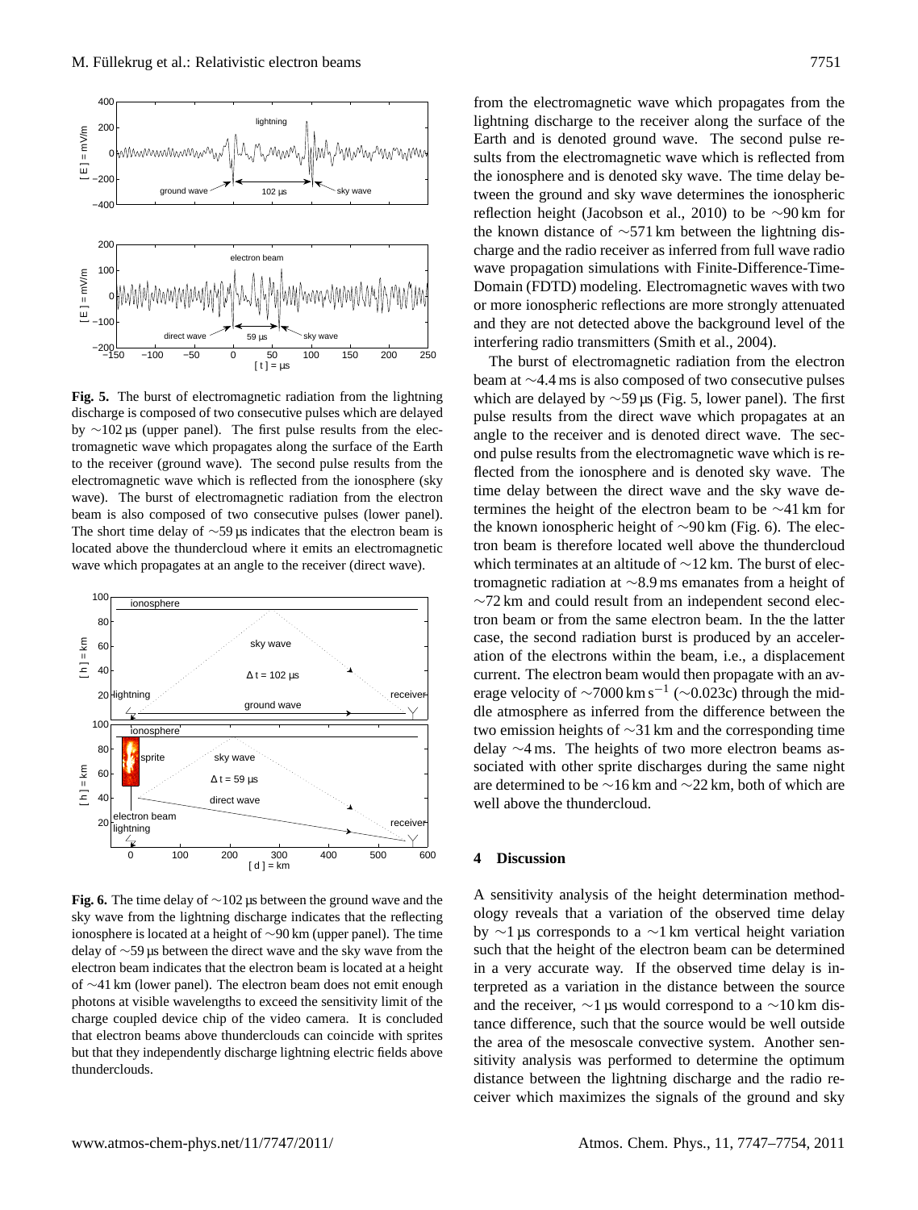**Fig. 5.** The burst of electromagnetic radiation from the lightning discharge is composed of two consecutive pulses which are delayed by ∼102 µs (upper panel). The first pulse results from the electromagnetic wave which propagates along the surface of the Earth to the receiver (ground wave). The second pulse results from the electromagnetic wave which is reflected from the ionosphere (sky wave). The burst of electromagnetic radiation from the electron beam is also composed of two consecutive pulses (lower panel). The short time delay of ∼59 µs indicates that the electron beam is located above the thundercloud where it emits an electromagnetic wave which propagates at an angle to the receiver (direct wave).

**Fig. 6.** The time delay of ∼102 µs between the ground wave and the sky wave from the lightning discharge indicates that the reflecting ionosphere is located at a height of ∼90 km (upper panel). The time delay of ∼59 µs between the direct wave and the sky wave from the electron beam indicates that the electron beam is located at a height of ∼41 km (lower panel). The electron beam does not emit enough photons at visible wavelengths to exceed the sensitivity limit of the charge coupled device chip of the video camera. It is concluded that electron beams above thunderclouds can coincide with sprites but that they independently discharge lightning electric fields above thunderclouds.

from the electromagnetic wave which propagates from the lightning discharge to the receiver along the surface of the Earth and is denoted ground wave. The second pulse results from the electromagnetic wave which is reflected from the ionosphere and is denoted sky wave. The time delay between the ground and sky wave determines the ionospheric reflection height (Jacobson et al., 2010) to be ∼90 km for the known distance of ∼571 km between the lightning discharge and the radio receiver as inferred from full wave radio wave propagation simulations with Finite-Difference-Time-Domain (FDTD) modeling. Electromagnetic waves with two or more ionospheric reflections are more strongly attenuated and they are not detected above the background level of the interfering radio transmitters (Smith et al., 2004).

The burst of electromagnetic radiation from the electron beam at ∼4.4 ms is also composed of two consecutive pulses which are delayed by ∼59 µs (Fig. 5, lower panel). The first pulse results from the direct wave which propagates at an angle to the receiver and is denoted direct wave. The second pulse results from the electromagnetic wave which is reflected from the ionosphere and is denoted sky wave. The time delay between the direct wave and the sky wave determines the height of the electron beam to be ∼41 km for the known ionospheric height of ∼90 km (Fig. 6). The electron beam is therefore located well above the thundercloud which terminates at an altitude of ∼12 km. The burst of electromagnetic radiation at ∼8.9 ms emanates from a height of ∼72 km and could result from an independent second electron beam or from the same electron beam. In the the latter case, the second radiation burst is produced by an acceleration of the electrons within the beam, i.e., a displacement current. The electron beam would then propagate with an average velocity of ∼7000 km s$^{-1}$ (∼0.023c) through the middle atmosphere as inferred from the difference between the two emission heights of ∼31 km and the corresponding time delay ∼4 ms. The heights of two more electron beams associated with other sprite discharges during the same night are determined to be ∼16 km and ∼22 km, both of which are well above the thundercloud.

## 4 Discussion

A sensitivity analysis of the height determination methodology reveals that a variation of the observed time delay by ∼1 µs corresponds to a ∼1 km vertical height variation such that the height of the electron beam can be determined in a very accurate way. If the observed time delay is interpreted as a variation in the distance between the source and the receiver, ∼1 µs would correspond to a ∼10 km distance difference, such that the source would be well outside the area of the mesoscale convective system. Another sensitivity analysis was performed to determine the optimum distance between the lightning discharge and the radio receiver which maximizes the signals of the ground and sky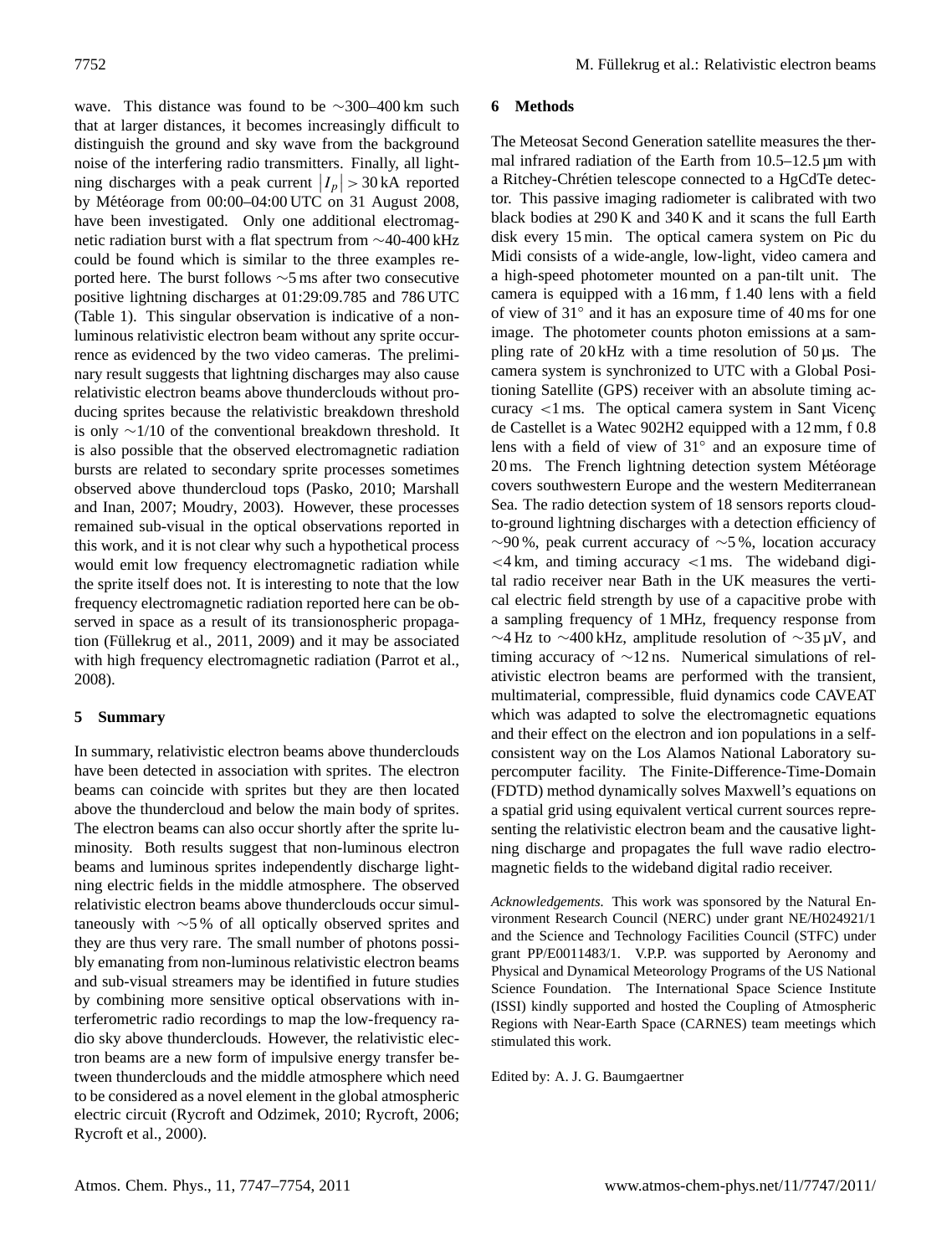wave. This distance was found to be ∼300–400 km such that at larger distances, it becomes increasingly difficult to distinguish the ground and sky wave from the background noise of the interfering radio transmitters. Finally, all lightning discharges with a peak current $|I_p| > 30$ kA reported by Météorage from 00:00–04:00 UTC on 31 August 2008, have been investigated. Only one additional electromagnetic radiation burst with a flat spectrum from ∼40-400 kHz could be found which is similar to the three examples reported here. The burst follows ∼5 ms after two consecutive positive lightning discharges at 01:29:09.785 and 786 UTC (Table 1). This singular observation is indicative of a non-luminous relativistic electron beam without any sprite occurrence as evidenced by the two video cameras. The preliminary result suggests that lightning discharges may also cause relativistic electron beams above thunderclouds without producing sprites because the relativistic breakdown threshold is only ∼1/10 of the conventional breakdown threshold. It is also possible that the observed electromagnetic radiation bursts are related to secondary sprite processes sometimes observed above thundercloud tops (Pasko, 2010; Marshall and Inan, 2007; Moudry, 2003). However, these processes remained sub-visual in the optical observations reported in this work, and it is not clear why such a hypothetical process would emit low frequency electromagnetic radiation while the sprite itself does not. It is interesting to note that the low frequency electromagnetic radiation reported here can be observed in space as a result of its transionospheric propagation (Füllekrug et al., 2011, 2009) and it may be associated with high frequency electromagnetic radiation (Parrot et al., 2008).

## 5 Summary

In summary, relativistic electron beams above thunderclouds have been detected in association with sprites. The electron beams can coincide with sprites but they are then located above the thundercloud and below the main body of sprites. The electron beams can also occur shortly after the sprite luminosity. Both results suggest that non-luminous electron beams and luminous sprites independently discharge lightning electric fields in the middle atmosphere. The observed relativistic electron beams above thunderclouds occur simultaneously with ∼5 % of all optically observed sprites and they are thus very rare. The small number of photons possibly emanating from non-luminous relativistic electron beams and sub-visual streamers may be identified in future studies by combining more sensitive optical observations with interferometric radio recordings to map the low-frequency radio sky above thunderclouds. However, the relativistic electron beams are a new form of impulsive energy transfer between thunderclouds and the middle atmosphere which need to be considered as a novel element in the global atmospheric electric circuit (Rycroft and Odzimek, 2010; Rycroft, 2006; Rycroft et al., 2000).

## 6 Methods

The Meteosat Second Generation satellite measures the thermal infrared radiation of the Earth from 10.5–12.5 µm with a Ritchey-Chrétien telescope connected to a HgCdTe detector. This passive imaging radiometer is calibrated with two black bodies at 290 K and 340 K and it scans the full Earth disk every 15 min. The optical camera system on Pic du Midi consists of a wide-angle, low-light, video camera and a high-speed photometer mounted on a pan-tilt unit. The camera is equipped with a 16 mm, f 1.40 lens with a field of view of 31° and it has an exposure time of 40 ms for one image. The photometer counts photon emissions at a sampling rate of 20 kHz with a time resolution of 50 µs. The camera system is synchronized to UTC with a Global Positioning Satellite (GPS) receiver with an absolute timing accuracy <1 ms. The optical camera system in Sant Vicenç de Castellet is a Watec 902H2 equipped with a 12 mm, f 0.8 lens with a field of view of 31° and an exposure time of 20 ms. The French lightning detection system Météorage covers southwestern Europe and the western Mediterranean Sea. The radio detection system of 18 sensors reports cloud-to-ground lightning discharges with a detection efficiency of ∼90 %, peak current accuracy of ∼5 %, location accuracy <4 km, and timing accuracy <1 ms. The wideband digital radio receiver near Bath in the UK measures the vertical electric field strength by use of a capacitive probe with a sampling frequency of 1 MHz, frequency response from ∼4 Hz to ∼400 kHz, amplitude resolution of ∼35 µV, and timing accuracy of ∼12 ns. Numerical simulations of relativistic electron beams are performed with the transient, multimaterial, compressible, fluid dynamics code CAVEAT which was adapted to solve the electromagnetic equations and their effect on the electron and ion populations in a self-consistent way on the Los Alamos National Laboratory supercomputer facility. The Finite-Difference-Time-Domain (FDTD) method dynamically solves Maxwell's equations on a spatial grid using equivalent vertical current sources representing the relativistic electron beam and the causative lightning discharge and propagates the full wave radio electromagnetic fields to the wideband digital radio receiver.

*Acknowledgements.* This work was sponsored by the Natural Environment Research Council (NERC) under grant NE/H024921/1 and the Science and Technology Facilities Council (STFC) under grant PP/E0011483/1. V.P.P. was supported by Aeronomy and Physical and Dynamical Meteorology Programs of the US National Science Foundation. The International Space Science Institute (ISSI) kindly supported and hosted the Coupling of Atmospheric Regions with Near-Earth Space (CARNES) team meetings which stimulated this work.

Edited by: A. J. G. Baumgaertner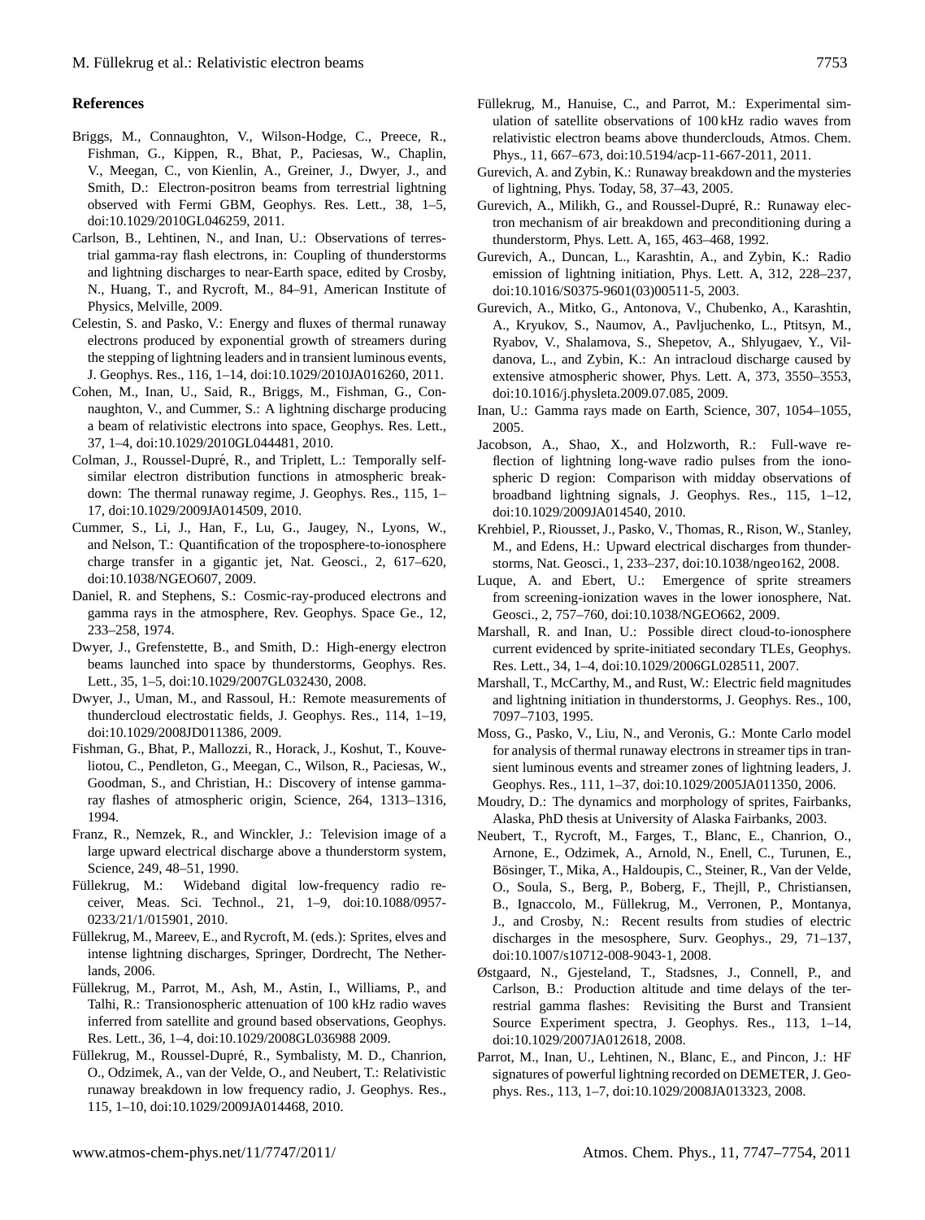## References

Briggs, M., Connaughton, V., Wilson-Hodge, C., Preece, R., Fishman, G., Kippen, R., Bhat, P., Paciesas, W., Chaplin, V., Meegan, C., von Kienlin, A., Greiner, J., Dwyer, J., and Smith, D.: Electron-positron beams from terrestrial lightning observed with Fermi GBM, Geophys. Res. Lett., 38, 1–5, doi:10.1029/2010GL046259, 2011.

Carlson, B., Lehtinen, N., and Inan, U.: Observations of terrestrial gamma-ray flash electrons, in: Coupling of thunderstorms and lightning discharges to near-Earth space, edited by Crosby, N., Huang, T., and Rycroft, M., 84–91, American Institute of Physics, Melville, 2009.

Celestin, S. and Pasko, V.: Energy and fluxes of thermal runaway electrons produced by exponential growth of streamers during the stepping of lightning leaders and in transient luminous events, J. Geophys. Res., 116, 1–14, doi:10.1029/2010JA016260, 2011.

Cohen, M., Inan, U., Said, R., Briggs, M., Fishman, G., Connaughton, V., and Cummer, S.: A lightning discharge producing a beam of relativistic electrons into space, Geophys. Res. Lett., 37, 1–4, doi:10.1029/2010GL044481, 2010.

Colman, J., Roussel-Dupré, R., and Triplett, L.: Temporally self-similar electron distribution functions in atmospheric breakdown: The thermal runaway regime, J. Geophys. Res., 115, 1–17, doi:10.1029/2009JA014509, 2010.

Cummer, S., Li, J., Han, F., Lu, G., Jaugey, N., Lyons, W., and Nelson, T.: Quantification of the troposphere-to-ionosphere charge transfer in a gigantic jet, Nat. Geosci., 2, 617–620, doi:10.1038/NGEO607, 2009.

Daniel, R. and Stephens, S.: Cosmic-ray-produced electrons and gamma rays in the atmosphere, Rev. Geophys. Space Ge., 12, 233–258, 1974.

Dwyer, J., Grefenstette, B., and Smith, D.: High-energy electron beams launched into space by thunderstorms, Geophys. Res. Lett., 35, 1–5, doi:10.1029/2007GL032430, 2008.

Dwyer, J., Uman, M., and Rassoul, H.: Remote measurements of thundercloud electrostatic fields, J. Geophys. Res., 114, 1–19, doi:10.1029/2008JD011386, 2009.

Fishman, G., Bhat, P., Mallozzi, R., Horack, J., Koshut, T., Kouveliotou, C., Pendleton, G., Meegan, C., Wilson, R., Paciesas, W., Goodman, S., and Christian, H.: Discovery of intense gamma-ray flashes of atmospheric origin, Science, 264, 1313–1316, 1994.

Franz, R., Nemzek, R., and Winckler, J.: Television image of a large upward electrical discharge above a thunderstorm system, Science, 249, 48–51, 1990.

Füllekrug, M.: Wideband digital low-frequency radio receiver, Meas. Sci. Technol., 21, 1–9, doi:10.1088/0957-0233/21/1/015901, 2010.

Füllekrug, M., Mareev, E., and Rycroft, M. (eds.): Sprites, elves and intense lightning discharges, Springer, Dordrecht, The Netherlands, 2006.

Füllekrug, M., Parrot, M., Ash, M., Astin, I., Williams, P., and Talhi, R.: Transionospheric attenuation of 100 kHz radio waves inferred from satellite and ground based observations, Geophys. Res. Lett., 36, 1–4, doi:10.1029/2008GL036988 2009.

Füllekrug, M., Roussel-Dupré, R., Symbalisty, M. D., Chanrion, O., Odzimek, A., van der Velde, O., and Neubert, T.: Relativistic runaway breakdown in low frequency radio, J. Geophys. Res., 115, 1–10, doi:10.1029/2009JA014468, 2010.

Füllekrug, M., Hanuise, C., and Parrot, M.: Experimental simulation of satellite observations of 100 kHz radio waves from relativistic electron beams above thunderclouds, Atmos. Chem. Phys., 11, 667–673, doi:10.5194/acp-11-667-2011, 2011.

Gurevich, A. and Zybin, K.: Runaway breakdown and the mysteries of lightning, Phys. Today, 58, 37–43, 2005.

Gurevich, A., Milikh, G., and Roussel-Dupré, R.: Runaway electron mechanism of air breakdown and preconditioning during a thunderstorm, Phys. Lett. A, 165, 463–468, 1992.

Gurevich, A., Duncan, L., Karashtin, A., and Zybin, K.: Radio emission of lightning initiation, Phys. Lett. A, 312, 228–237, doi:10.1016/S0375-9601(03)00511-5, 2003.

Gurevich, A., Mitko, G., Antonova, V., Chubenko, A., Karashtin, A., Kryukov, S., Naumov, A., Pavljuchenko, L., Ptitsyn, M., Ryabov, V., Shalamova, S., Shepetov, A., Shlyugaev, Y., Vildanova, L., and Zybin, K.: An intracloud discharge caused by extensive atmospheric shower, Phys. Lett. A, 373, 3550–3553, doi:10.1016/j.physleta.2009.07.085, 2009.

Inan, U.: Gamma rays made on Earth, Science, 307, 1054–1055, 2005.

Jacobson, A., Shao, X., and Holzworth, R.: Full-wave reflection of lightning long-wave radio pulses from the ionospheric D region: Comparison with midday observations of broadband lightning signals, J. Geophys. Res., 115, 1–12, doi:10.1029/2009JA014540, 2010.

Krehbiel, P., Riousset, J., Pasko, V., Thomas, R., Rison, W., Stanley, M., and Edens, H.: Upward electrical discharges from thunderstorms, Nat. Geosci., 1, 233–237, doi:10.1038/ngeo162, 2008.

Luque, A. and Ebert, U.: Emergence of sprite streamers from screening-ionization waves in the lower ionosphere, Nat. Geosci., 2, 757–760, doi:10.1038/NGEO662, 2009.

Marshall, R. and Inan, U.: Possible direct cloud-to-ionosphere current evidenced by sprite-initiated secondary TLEs, Geophys. Res. Lett., 34, 1–4, doi:10.1029/2006GL028511, 2007.

Marshall, T., McCarthy, M., and Rust, W.: Electric field magnitudes and lightning initiation in thunderstorms, J. Geophys. Res., 100, 7097–7103, 1995.

Moss, G., Pasko, V., Liu, N., and Veronis, G.: Monte Carlo model for analysis of thermal runaway electrons in streamer tips in transient luminous events and streamer zones of lightning leaders, J. Geophys. Res., 111, 1–37, doi:10.1029/2005JA011350, 2006.

Moudry, D.: The dynamics and morphology of sprites, Fairbanks, Alaska, PhD thesis at University of Alaska Fairbanks, 2003.

Neubert, T., Rycroft, M., Farges, T., Blanc, E., Chanrion, O., Arnone, E., Odzimek, A., Arnold, N., Enell, C., Turunen, E., Bösinger, T., Mika, A., Haldoupis, C., Steiner, R., Van der Velde, O., Soula, S., Berg, P., Boberg, F., Thejll, P., Christiansen, B., Ignaccolo, M., Füllekrug, M., Verronen, P., Montanya, J., and Crosby, N.: Recent results from studies of electric discharges in the mesosphere, Surv. Geophys., 29, 71–137, doi:10.1007/s10712-008-9043-1, 2008.

Østgaard, N., Gjesteland, T., Stadsnes, J., Connell, P., and Carlson, B.: Production altitude and time delays of the terrestrial gamma flashes: Revisiting the Burst and Transient Source Experiment spectra, J. Geophys. Res., 113, 1–14, doi:10.1029/2007JA012618, 2008.

Parrot, M., Inan, U., Lehtinen, N., Blanc, E., and Pincon, J.: HF signatures of powerful lightning recorded on DEMETER, J. Geophys. Res., 113, 1–7, doi:10.1029/2008JA013323, 2008.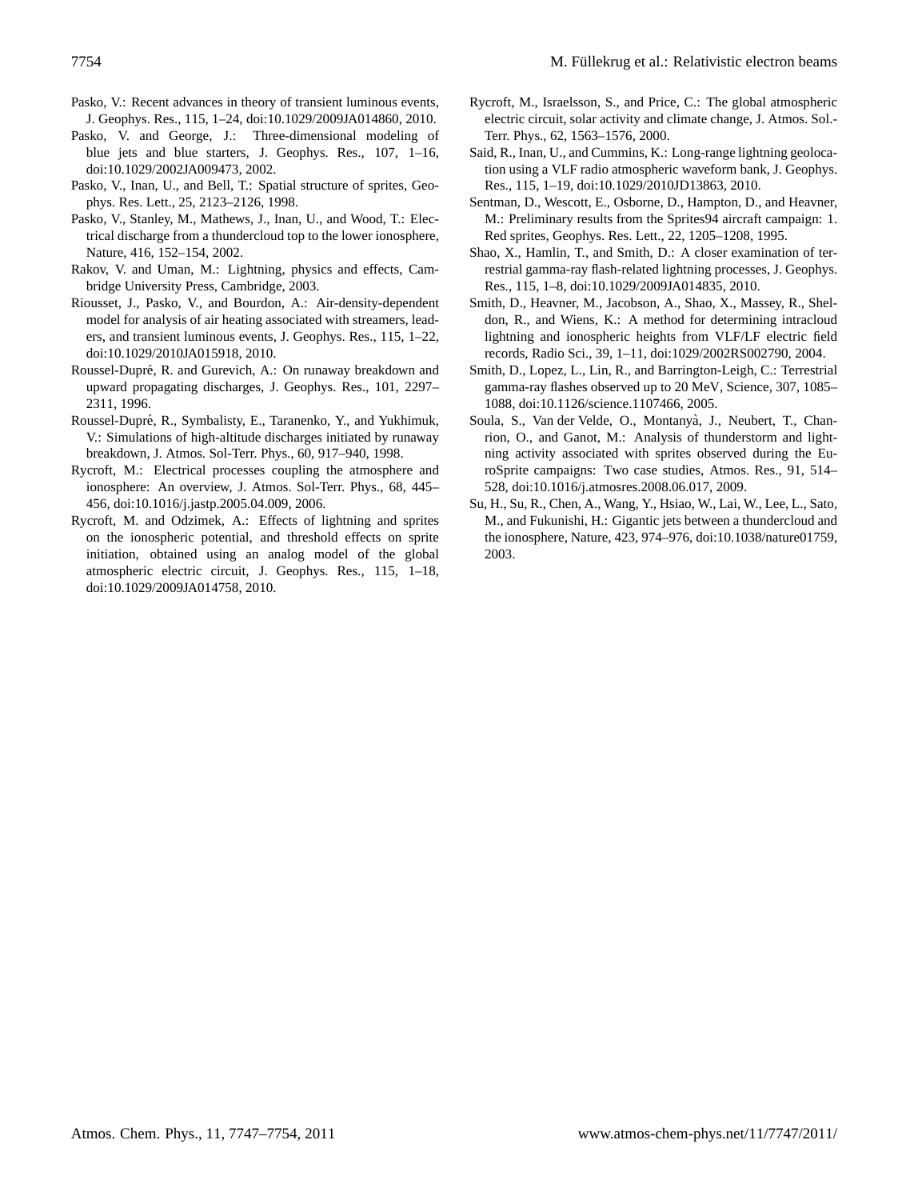Pasko, V.: Recent advances in theory of transient luminous events, J. Geophys. Res., 115, 1–24, doi:10.1029/2009JA014860, 2010.

Pasko, V. and George, J.: Three-dimensional modeling of blue jets and blue starters, J. Geophys. Res., 107, 1–16, doi:10.1029/2002JA009473, 2002.

Pasko, V., Inan, U., and Bell, T.: Spatial structure of sprites, Geophys. Res. Lett., 25, 2123–2126, 1998.

Pasko, V., Stanley, M., Mathews, J., Inan, U., and Wood, T.: Electrical discharge from a thundercloud top to the lower ionosphere, Nature, 416, 152–154, 2002.

Rakov, V. and Uman, M.: Lightning, physics and effects, Cambridge University Press, Cambridge, 2003.

Riousset, J., Pasko, V., and Bourdon, A.: Air-density-dependent model for analysis of air heating associated with streamers, leaders, and transient luminous events, J. Geophys. Res., 115, 1–22, doi:10.1029/2010JA015918, 2010.

Roussel-Dupré, R. and Gurevich, A.: On runaway breakdown and upward propagating discharges, J. Geophys. Res., 101, 2297–2311, 1996.

Roussel-Dupré, R., Symbalisty, E., Taranenko, Y., and Yukhimuk, V.: Simulations of high-altitude discharges initiated by runaway breakdown, J. Atmos. Sol-Terr. Phys., 60, 917–940, 1998.

Rycroft, M.: Electrical processes coupling the atmosphere and ionosphere: An overview, J. Atmos. Sol-Terr. Phys., 68, 445–456, doi:10.1016/j.jastp.2005.04.009, 2006.

Rycroft, M. and Odzimek, A.: Effects of lightning and sprites on the ionospheric potential, and threshold effects on sprite initiation, obtained using an analog model of the global atmospheric electric circuit, J. Geophys. Res., 115, 1–18, doi:10.1029/2009JA014758, 2010.

Rycroft, M., Israelsson, S., and Price, C.: The global atmospheric electric circuit, solar activity and climate change, J. Atmos. Sol.-Terr. Phys., 62, 1563–1576, 2000.

Said, R., Inan, U., and Cummins, K.: Long-range lightning geolocation using a VLF radio atmospheric waveform bank, J. Geophys. Res., 115, 1–19, doi:10.1029/2010JD13863, 2010.

Sentman, D., Wescott, E., Osborne, D., Hampton, D., and Heavner, M.: Preliminary results from the Sprites94 aircraft campaign: 1. Red sprites, Geophys. Res. Lett., 22, 1205–1208, 1995.

Shao, X., Hamlin, T., and Smith, D.: A closer examination of terrestrial gamma-ray flash-related lightning processes, J. Geophys. Res., 115, 1–8, doi:10.1029/2009JA014835, 2010.

Smith, D., Heavner, M., Jacobson, A., Shao, X., Massey, R., Sheldon, R., and Wiens, K.: A method for determining intracloud lightning and ionospheric heights from VLF/LF electric field records, Radio Sci., 39, 1–11, doi:1029/2002RS002790, 2004.

Smith, D., Lopez, L., Lin, R., and Barrington-Leigh, C.: Terrestrial gamma-ray flashes observed up to 20 MeV, Science, 307, 1085–1088, doi:10.1126/science.1107466, 2005.

Soula, S., Van der Velde, O., Montanyà, J., Neubert, T., Chanrion, O., and Ganot, M.: Analysis of thunderstorm and lightning activity associated with sprites observed during the EuroSprite campaigns: Two case studies, Atmos. Res., 91, 514–528, doi:10.1016/j.atmosres.2008.06.017, 2009.

Su, H., Su, R., Chen, A., Wang, Y., Hsiao, W., Lai, W., Lee, L., Sato, M., and Fukunishi, H.: Gigantic jets between a thundercloud and the ionosphere, Nature, 423, 974–976, doi:10.1038/nature01759, 2003.